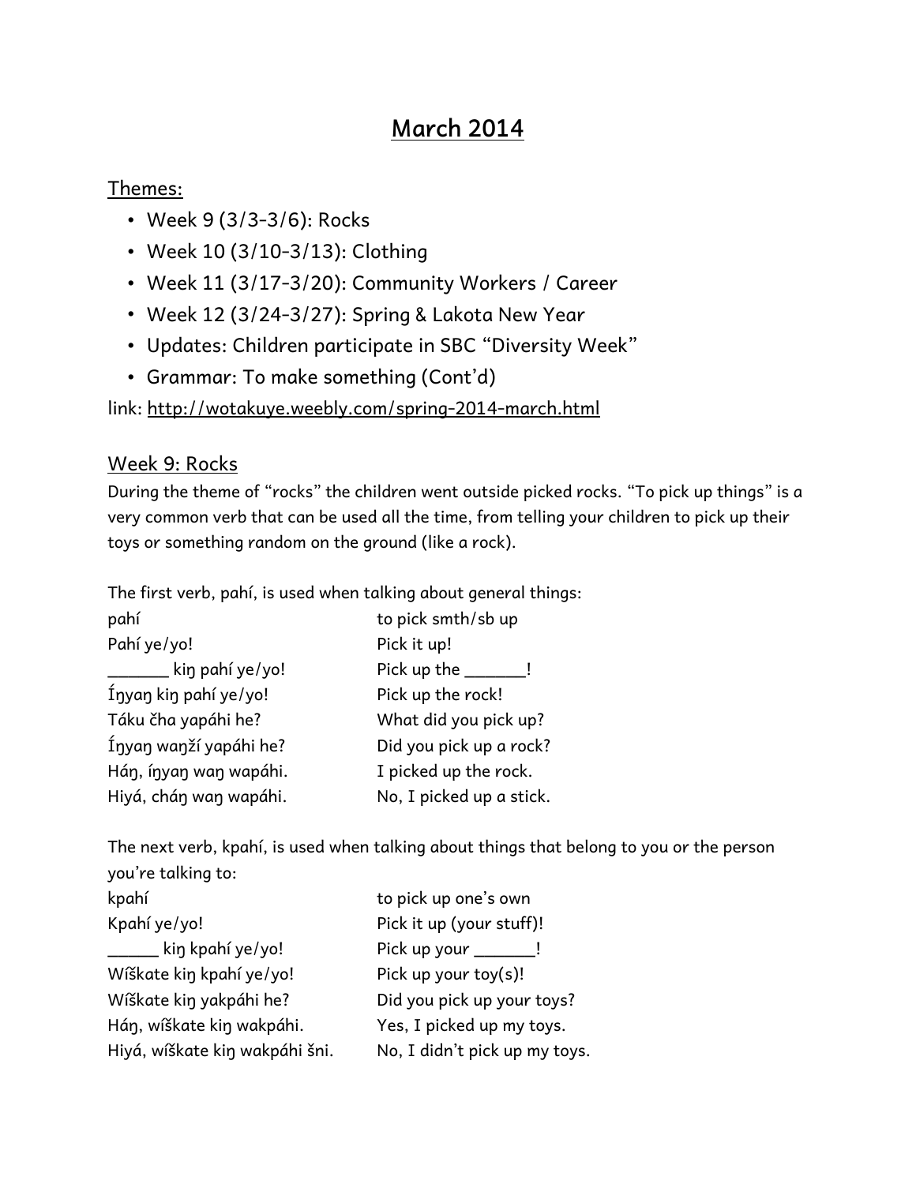# March 2014

## Themes:

- Week 9 (3/3-3/6): Rocks
- Week 10 (3/10-3/13): Clothing
- Week 11 (3/17-3/20): Community Workers / Career
- Week 12 (3/24-3/27): Spring & Lakota New Year
- Updates: Children participate in SBC "Diversity Week"
- Grammar: To make something (Cont'd)

link: http://wotakuye.weebly.com/spring-2014-march.html

## Week 9: Rocks

During the theme of "rocks" the children went outside picked rocks. "To pick up things" is a very common verb that can be used all the time, from telling your children to pick up their toys or something random on the ground (like a rock).

The first verb, pahí, is used when talking about general things:

| | |
|---|---|
| pahí | to pick smth/sb up |
| Pahí ye/yo! | Pick it up! |
| _______ kiŋ pahí ye/yo! | Pick up the _______! |
| Íŋyaŋ kiŋ pahí ye/yo! | Pick up the rock! |
| Táku čha yapáhi he? | What did you pick up? |
| Íŋyaŋ waŋží yapáhi he? | Did you pick up a rock? |
| Háŋ, íŋyaŋ waŋ wapáhi. | I picked up the rock. |
| Hiyá, čháŋ waŋ wapáhi. | No, I picked up a stick. |

The next verb, kpahí, is used when talking about things that belong to you or the person you're talking to:

| | |
|---|---|
| kpahí | to pick up one's own |
| Kpahí ye/yo! | Pick it up (your stuff)! |
| ______ kiŋ kpahí ye/yo! | Pick up your _______! |
| Wíškate kiŋ kpahí ye/yo! | Pick up your toy(s)! |
| Wíškate kiŋ yakpáhi he? | Did you pick up your toys? |
| Háŋ, wíškate kiŋ wakpáhi. | Yes, I picked up my toys. |
| Hiyá, wíškate kiŋ wakpáhi šni. | No, I didn't pick up my toys. |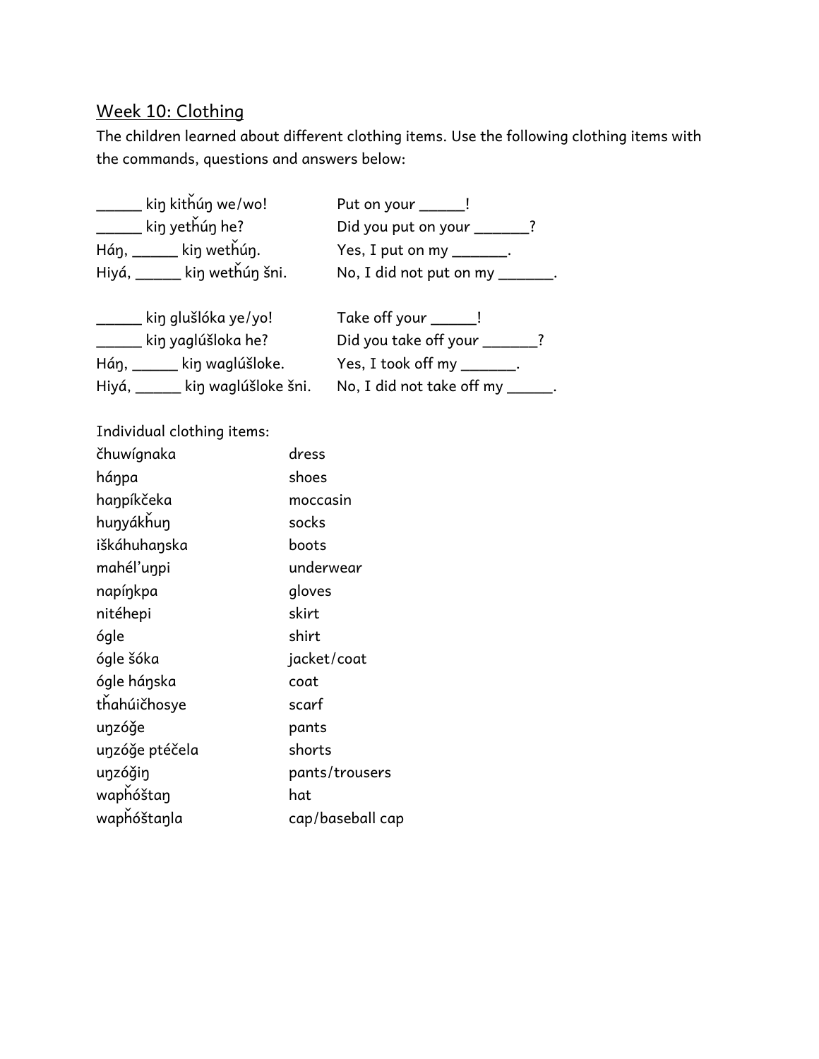## Week 10: Clothing

The children learned about different clothing items. Use the following clothing items with the commands, questions and answers below:

| | |
|---|---|
| ______ kiŋ kitȟúŋ we/wo! | Put on your ______! |
| ______ kiŋ yetȟúŋ he? | Did you put on your _______? |
| Háŋ, ______ kiŋ wetȟúŋ. | Yes, I put on my _______. |
| Hiyá, ______ kiŋ wetȟúŋ šni. | No, I did not put on my _______. |

| | |
|---|---|
| ______ kiŋ glušlóka ye/yo! | Take off your ______! |
| ______ kiŋ yaglúšloka he? | Did you take off your _______? |
| Háŋ, ______ kiŋ waglúšloke. | Yes, I took off my _______. |
| Hiyá, ______ kiŋ waglúšloke šni. | No, I did not take off my ______. |

Individual clothing items:

| | |
|---|---|
| čhuwígnaka | dress |
| háŋpa | shoes |
| haŋpíkčeka | moccasin |
| huŋyákȟuŋ | socks |
| iškáhuhaŋska | boots |
| mahél'uŋpi | underwear |
| napíŋkpa | gloves |
| nitéhepi | skirt |
| ógle | shirt |
| ógle šóka | jacket/coat |
| ógle háŋska | coat |
| tȟahúičhosye | scarf |
| uŋzóǧe | pants |
| uŋzóǧe ptéčela | shorts |
| uŋzóǧiŋ | pants/trousers |
| wapȟóštaŋ | hat |
| wapȟóštaŋla | cap/baseball cap |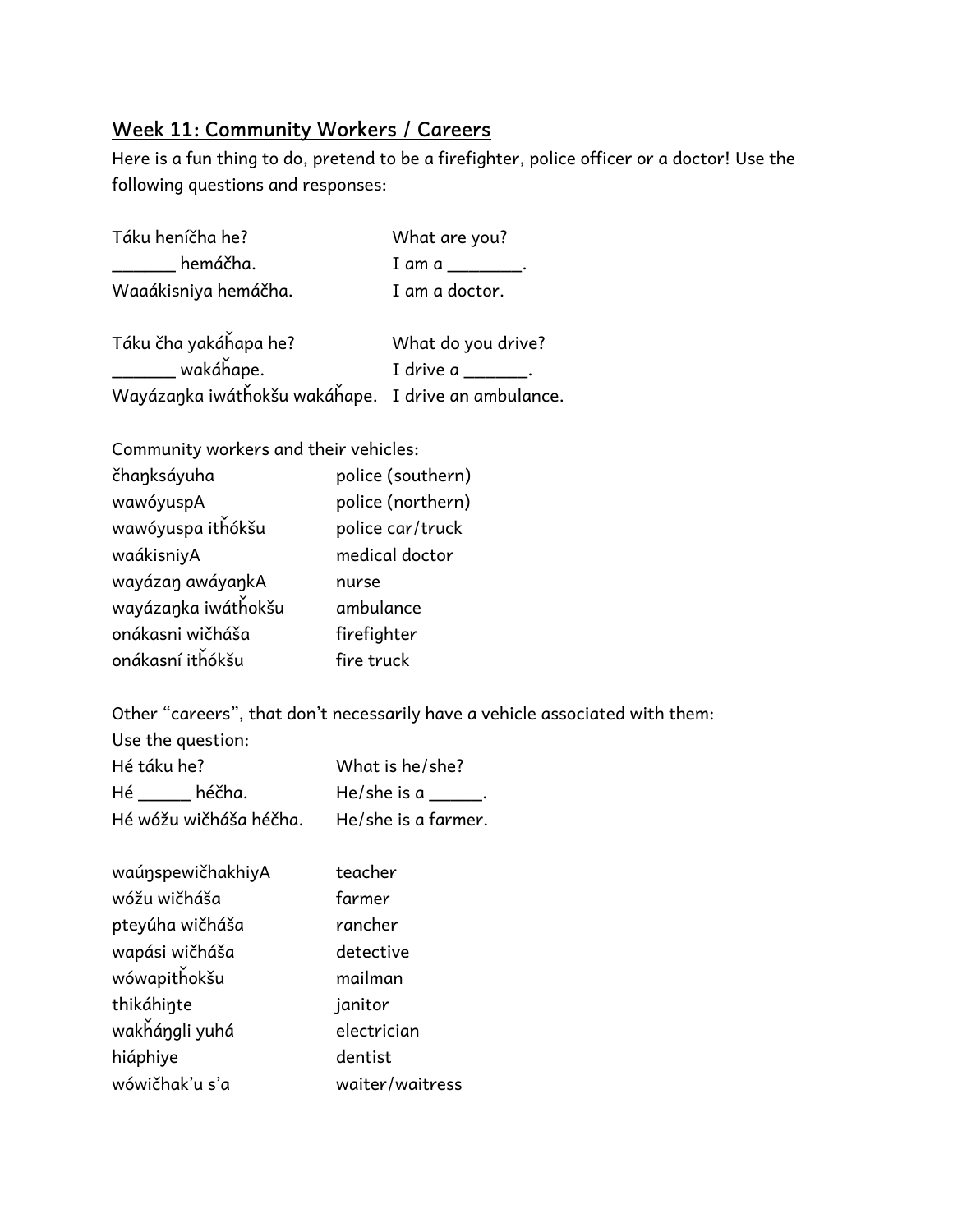## Week 11: Community Workers / Careers

Here is a fun thing to do, pretend to be a firefighter, police officer or a doctor! Use the following questions and responses:

| | |
|---|---|
| Táku heníčha he? | What are you? |
| _______ hemáčha. | I am a ________. |
| Waaákisniya hemáčha. | I am a doctor. |

| | |
|---|---|
| Táku čha yakáȟapa he? | What do you drive? |
| _______ wakáȟape. | I drive a _______. |
| Wayázaŋka iwátȟokšu wakáȟape. | I drive an ambulance. |

Community workers and their vehicles:

| | |
|---|---|
| čhaŋksáyuha | police (southern) |
| wawóyuspA | police (northern) |
| wawóyuspa itȟókšu | police car/truck |
| waákisniyA | medical doctor |
| wayázaŋ awáyaŋkA | nurse |
| wayázaŋka iwátȟokšu | ambulance |
| onákasni wičháša | firefighter |
| onákasní itȟókšu | fire truck |

Other "careers", that don't necessarily have a vehicle associated with them:

Use the question:

| | |
|---|---|
| Hé táku he? | What is he/she? |
| Hé ______ héčha. | He/she is a ______. |
| Hé wóžu wičháša héčha. | He/she is a farmer. |

| | |
|---|---|
| waúŋspewičhakhiyA | teacher |
| wóžu wičháša | farmer |
| pteyúha wičháša | rancher |
| wapási wičháša | detective |
| wówapitȟokšu | mailman |
| thikáhiŋte | janitor |
| wakȟáŋgli yuhá | electrician |
| hiáphiye | dentist |
| wówičhak'u s'a | waiter/waitress |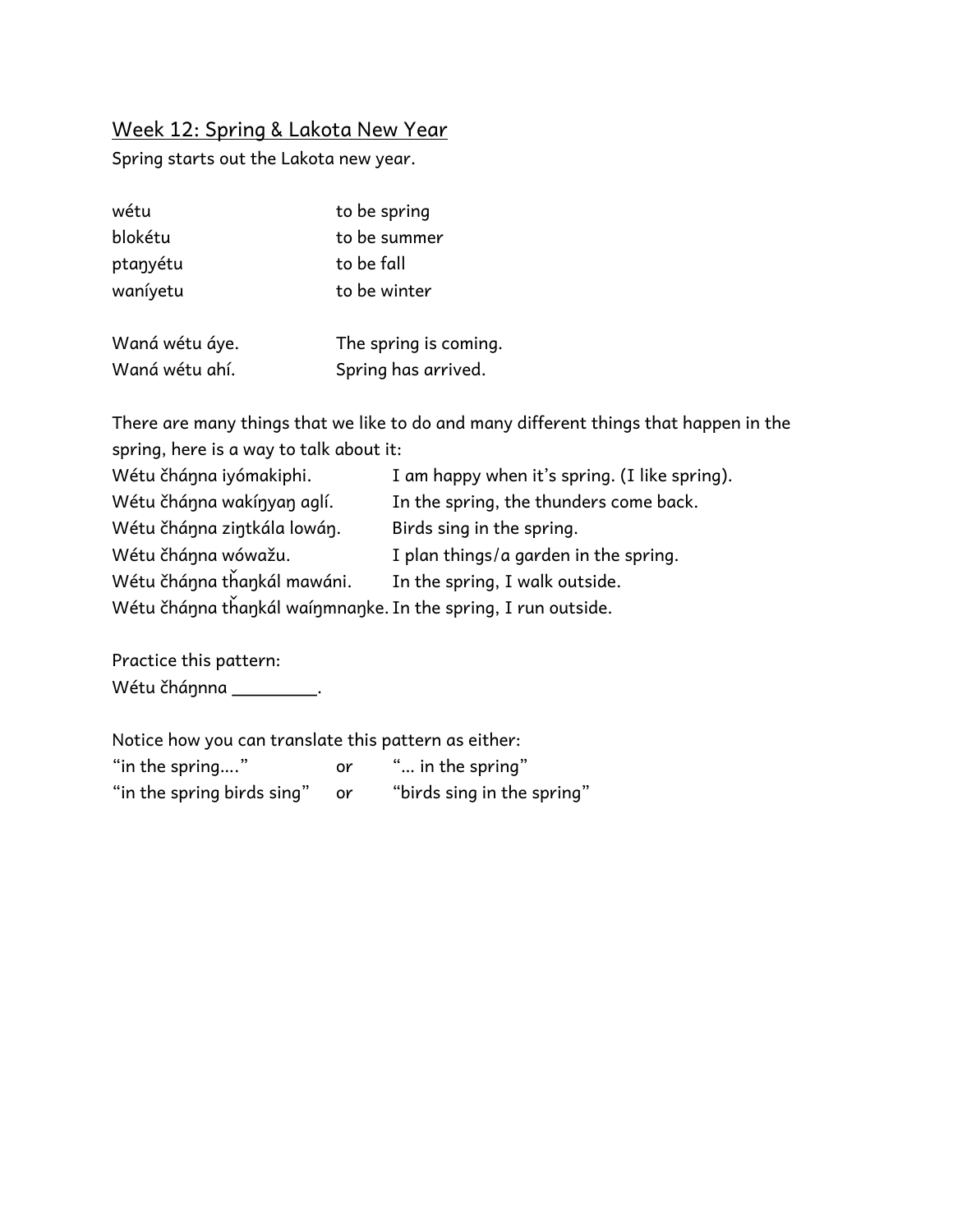## Week 12: Spring & Lakota New Year

Spring starts out the Lakota new year.

| | |
|---|---|
| wétu | to be spring |
| blokétu | to be summer |
| ptaŋyétu | to be fall |
| waníyetu | to be winter |

| | |
|---|---|
| Waná wétu áye. | The spring is coming. |
| Waná wétu ahí. | Spring has arrived. |

There are many things that we like to do and many different things that happen in the spring, here is a way to talk about it:

| | |
|---|---|
| Wétu čháŋna iyómakiphi. | I am happy when it's spring. (I like spring). |
| Wétu čháŋna wakíŋyaŋ aglí. | In the spring, the thunders come back. |
| Wétu čháŋna ziŋtkála lowáŋ. | Birds sing in the spring. |
| Wétu čháŋna wówažu. | I plan things/a garden in the spring. |
| Wétu čháŋna tȟaŋkál mawáni. | In the spring, I walk outside. |
| Wétu čháŋna tȟaŋkál waíŋmnaŋke. | In the spring, I run outside. |

Practice this pattern:

Wétu čháŋnna _________.

Notice how you can translate this pattern as either:

| | | |
|---|---|---|
| "in the spring...." | or | "... in the spring" |
| "in the spring birds sing" | or | "birds sing in the spring" |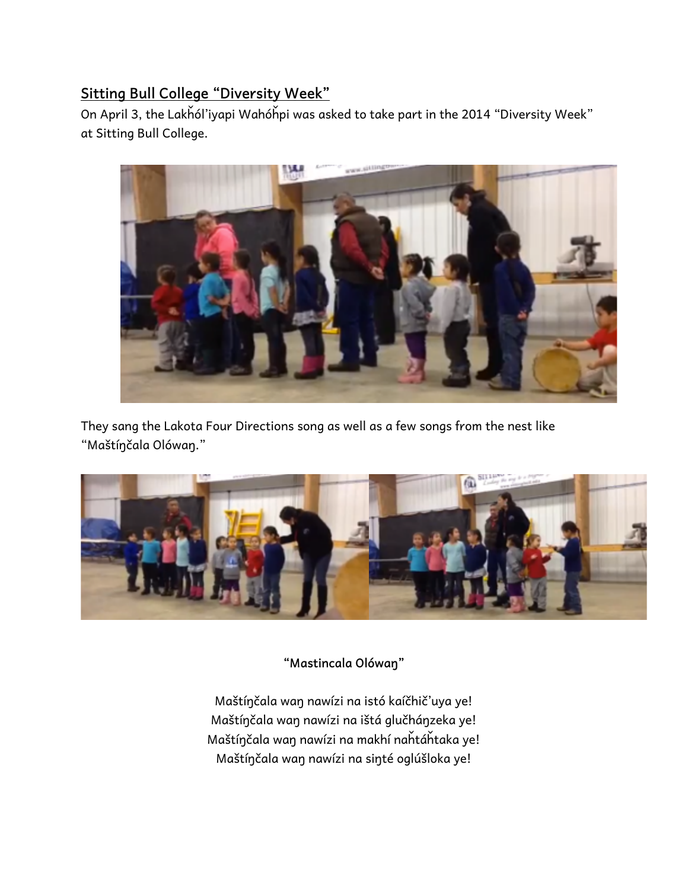## Sitting Bull College "Diversity Week"

On April 3, the Lakȟól'iyapi Wahóȟpi was asked to take part in the 2014 "Diversity Week" at Sitting Bull College.

They sang the Lakota Four Directions song as well as a few songs from the nest like "Maštíŋčala Olówaŋ."

**"Mastincala Olówaŋ"**

Maštíŋčala waŋ nawízi na istó kaíčhič'uya ye!
Maštíŋčala waŋ nawízi na ištá glučháŋzeka ye!
Maštíŋčala waŋ nawízi na makhí naȟtáȟtaka ye!
Maštíŋčala waŋ nawízi na siŋté oglúšloka ye!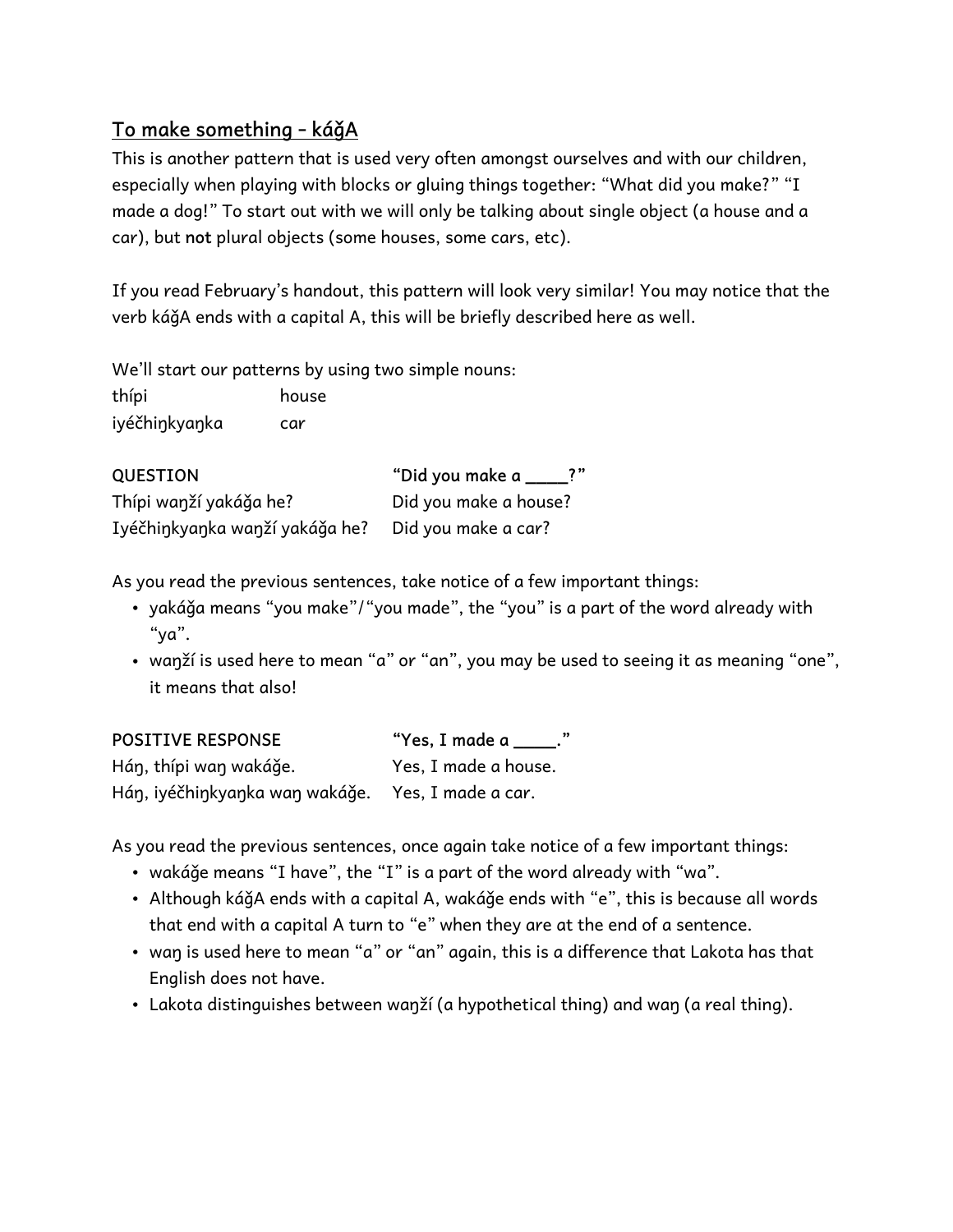## To make something – káǧA

This is another pattern that is used very often amongst ourselves and with our children, especially when playing with blocks or gluing things together: "What did you make?" "I made a dog!" To start out with we will only be talking about single object (a house and a car), but **not** plural objects (some houses, some cars, etc).

If you read February's handout, this pattern will look very similar! You may notice that the verb káǧA ends with a capital A, this will be briefly described here as well.

We'll start our patterns by using two simple nouns:

| | |
|---|---|
| thípi | house |
| iyéčhiŋkyaŋka | car |

| QUESTION | "Did you make a ____?" |
|---|---|
| Thípi waŋží yakáǧa he? | Did you make a house? |
| Iyéčhiŋkyaŋka waŋží yakáǧa he? | Did you make a car? |

As you read the previous sentences, take notice of a few important things:

- yakáǧa means "you make"/"you made", the "you" is a part of the word already with "ya".
- waŋží is used here to mean "a" or "an", you may be used to seeing it as meaning "one", it means that also!

| POSITIVE RESPONSE | "Yes, I made a ____." |
|---|---|
| Háŋ, thípi waŋ wakáǧe. | Yes, I made a house. |
| Háŋ, iyéčhiŋkyaŋka waŋ wakáǧe. | Yes, I made a car. |

As you read the previous sentences, once again take notice of a few important things:

- wakáǧe means "I have", the "I" is a part of the word already with "wa".
- Although káǧA ends with a capital A, wakáǧe ends with "e", this is because all words that end with a capital A turn to "e" when they are at the end of a sentence.
- waŋ is used here to mean "a" or "an" again, this is a difference that Lakota has that English does not have.
- Lakota distinguishes between waŋží (a hypothetical thing) and waŋ (a real thing).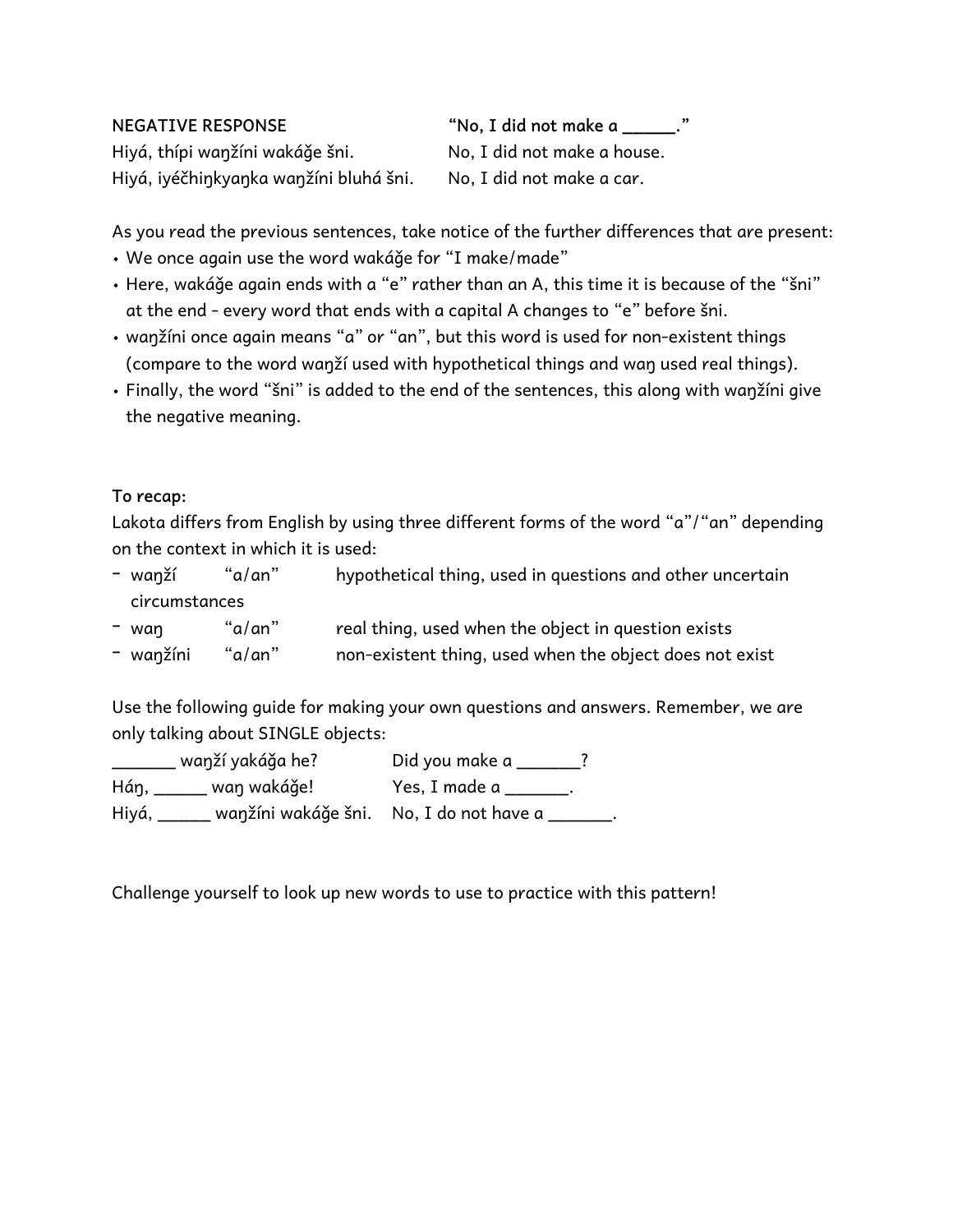**NEGATIVE RESPONSE** **"No, I did not make a _____."**

| | |
|---|---|
| Hiyá, thípi waŋžíni wakáǧe šni. | No, I did not make a house. |
| Hiyá, iyéčhiŋkyaŋka waŋžíni bluhá šni. | No, I did not make a car. |

As you read the previous sentences, take notice of the further differences that are present:

- We once again use the word wakáǧe for "I make/made"
- Here, wakáǧe again ends with a "e" rather than an A, this time it is because of the "šni" at the end - every word that ends with a capital A changes to "e" before šni.
- waŋžíni once again means "a" or "an", but this word is used for non-existent things (compare to the word waŋží used with hypothetical things and waŋ used real things).
- Finally, the word "šni" is added to the end of the sentences, this along with waŋžíni give the negative meaning.

**To recap:**

Lakota differs from English by using three different forms of the word "a"/"an" depending on the context in which it is used:

- waŋží "a/an" hypothetical thing, used in questions and other uncertain circumstances
- waŋ "a/an" real thing, used when the object in question exists
- waŋžíni "a/an" non-existent thing, used when the object does not exist

Use the following guide for making your own questions and answers. Remember, we are only talking about SINGLE objects:

| | |
|---|---|
| _______ waŋží yakáǧa he? | Did you make a _______? |
| Háŋ, ______ waŋ wakáǧe! | Yes, I made a _______. |
| Hiyá, ______ waŋžíni wakáǧe šni. | No, I do not have a _______. |

Challenge yourself to look up new words to use to practice with this pattern!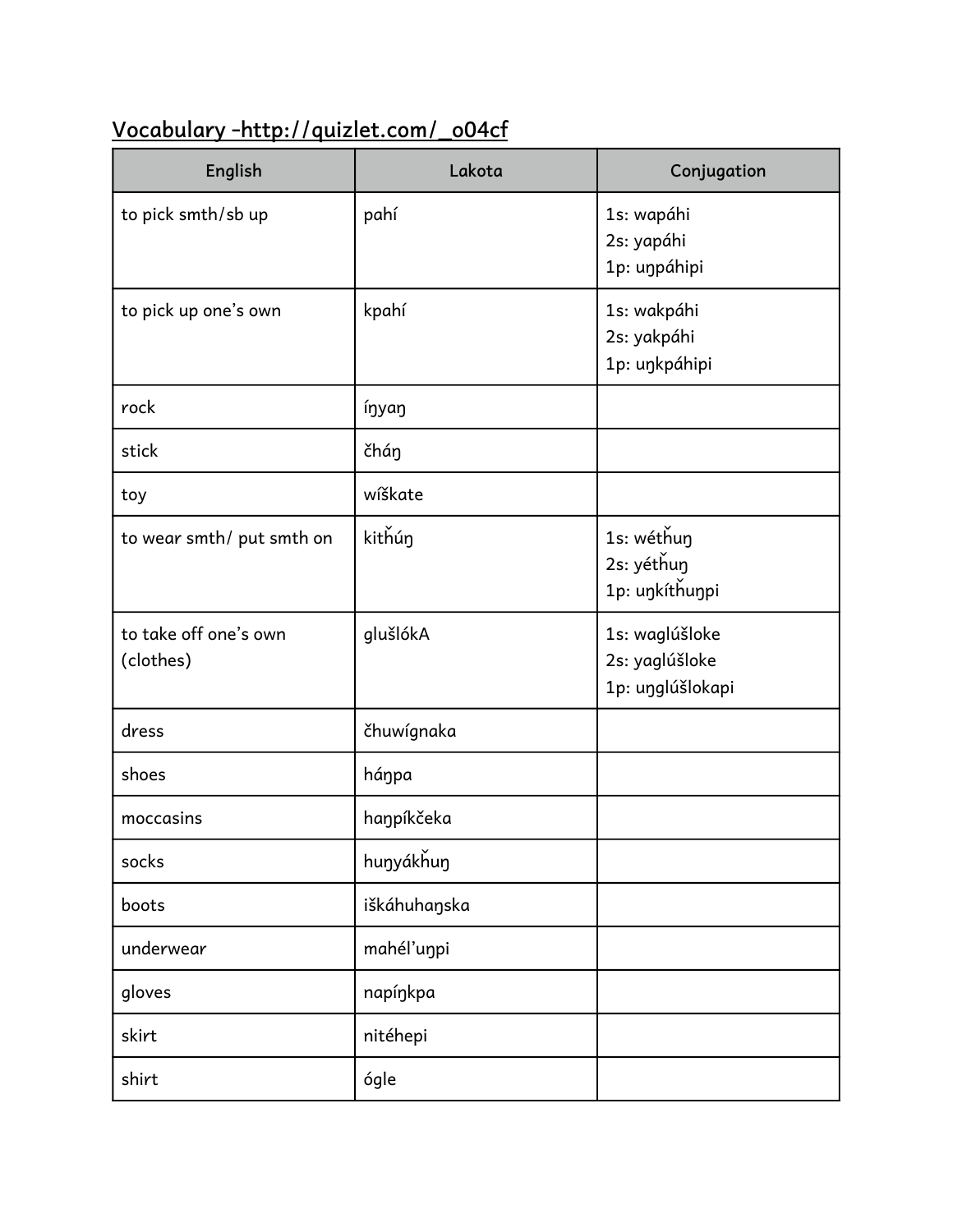## Vocabulary -http://quizlet.com/_o04cf

| English | Lakota | Conjugation |
|---|---|---|
| to pick smth/sb up | pahí | 1s: wapáhi<br>2s: yapáhi<br>1p: uŋpáhipi |
| to pick up one's own | kpahí | 1s: wakpáhi<br>2s: yakpáhi<br>1p: uŋkpáhipi |
| rock | íŋyaŋ | |
| stick | čháŋ | |
| toy | wíškate | |
| to wear smth/ put smth on | kithȟúŋ | 1s: wéthȟuŋ<br>2s: yéthȟuŋ<br>1p: uŋkíthȟuŋpi |
| to take off one's own (clothes) | glušlókA | 1s: waglúšloke<br>2s: yaglúšloke<br>1p: uŋglúšlokapi |
| dress | čhuwígnaka | |
| shoes | háŋpa | |
| moccasins | haŋpíkčeka | |
| socks | huŋyákȟuŋ | |
| boots | iškáhuhaŋska | |
| underwear | mahél'uŋpi | |
| gloves | napíŋkpa | |
| skirt | nitéhepi | |
| shirt | ógle | |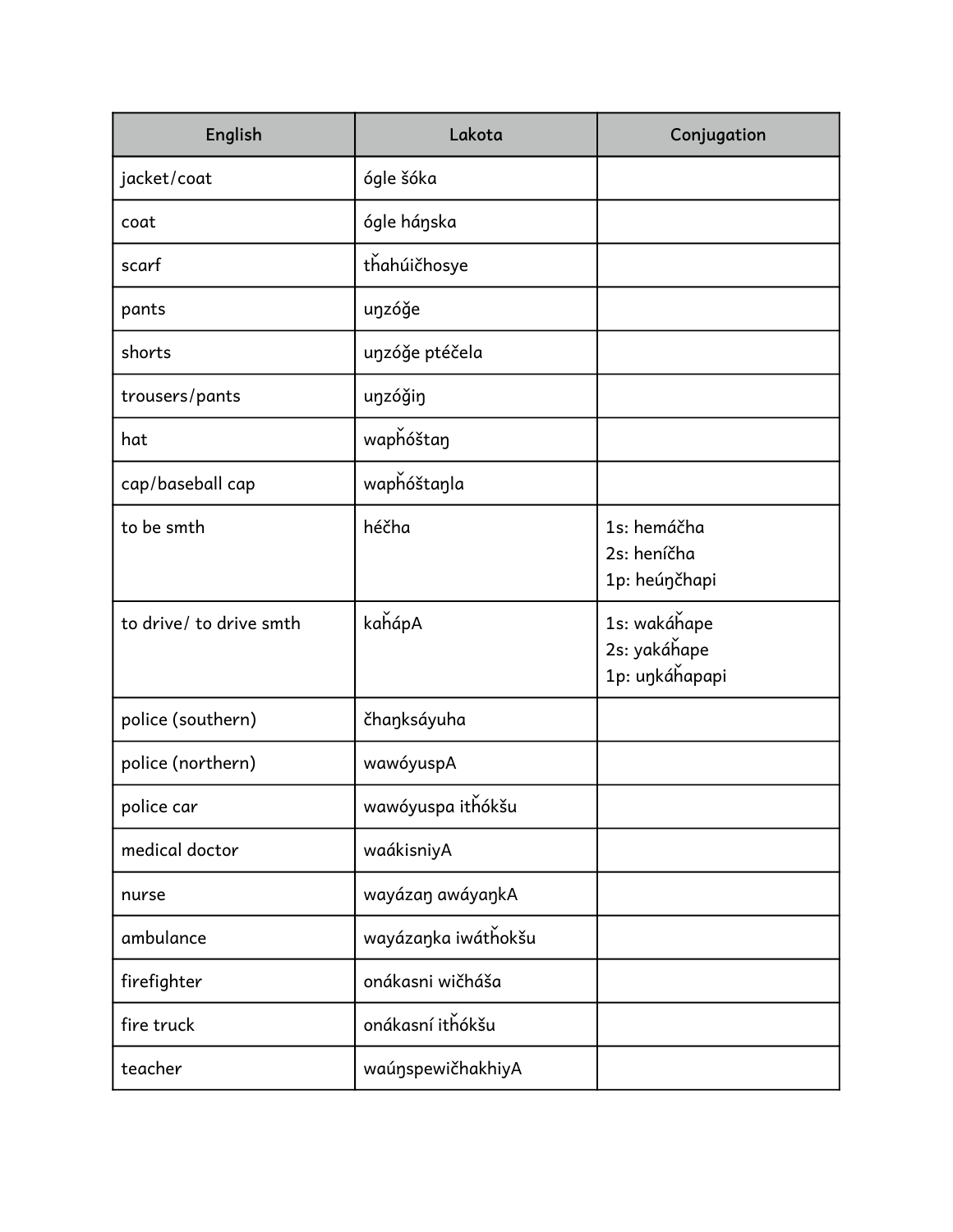| English | Lakota | Conjugation |
| --- | --- | --- |
| jacket/coat | ógle šóka | |
| coat | ógle háŋska | |
| scarf | tȟahúičhosye | |
| pants | uŋzóǧe | |
| shorts | uŋzóǧe ptéčela | |
| trousers/pants | uŋzóǧiŋ | |
| hat | wapȟóštaŋ | |
| cap/baseball cap | wapȟóštaŋla | |
| to be smth | héčha | 1s: hemáčha<br>2s: heníčha<br>1p: heúŋčhapi |
| to drive/ to drive smth | kaȟápA | 1s: wakáȟape<br>2s: yakáȟape<br>1p: uŋkáȟapapi |
| police (southern) | čhaŋksáyuha | |
| police (northern) | wawóyuspA | |
| police car | wawóyuspa itȟókšu | |
| medical doctor | waákisniyA | |
| nurse | wayázaŋ awáyaŋkA | |
| ambulance | wayázaŋka iwátȟokšu | |
| firefighter | onákasni wičháša | |
| fire truck | onákasní itȟókšu | |
| teacher | waúŋspewičhakhiyA | |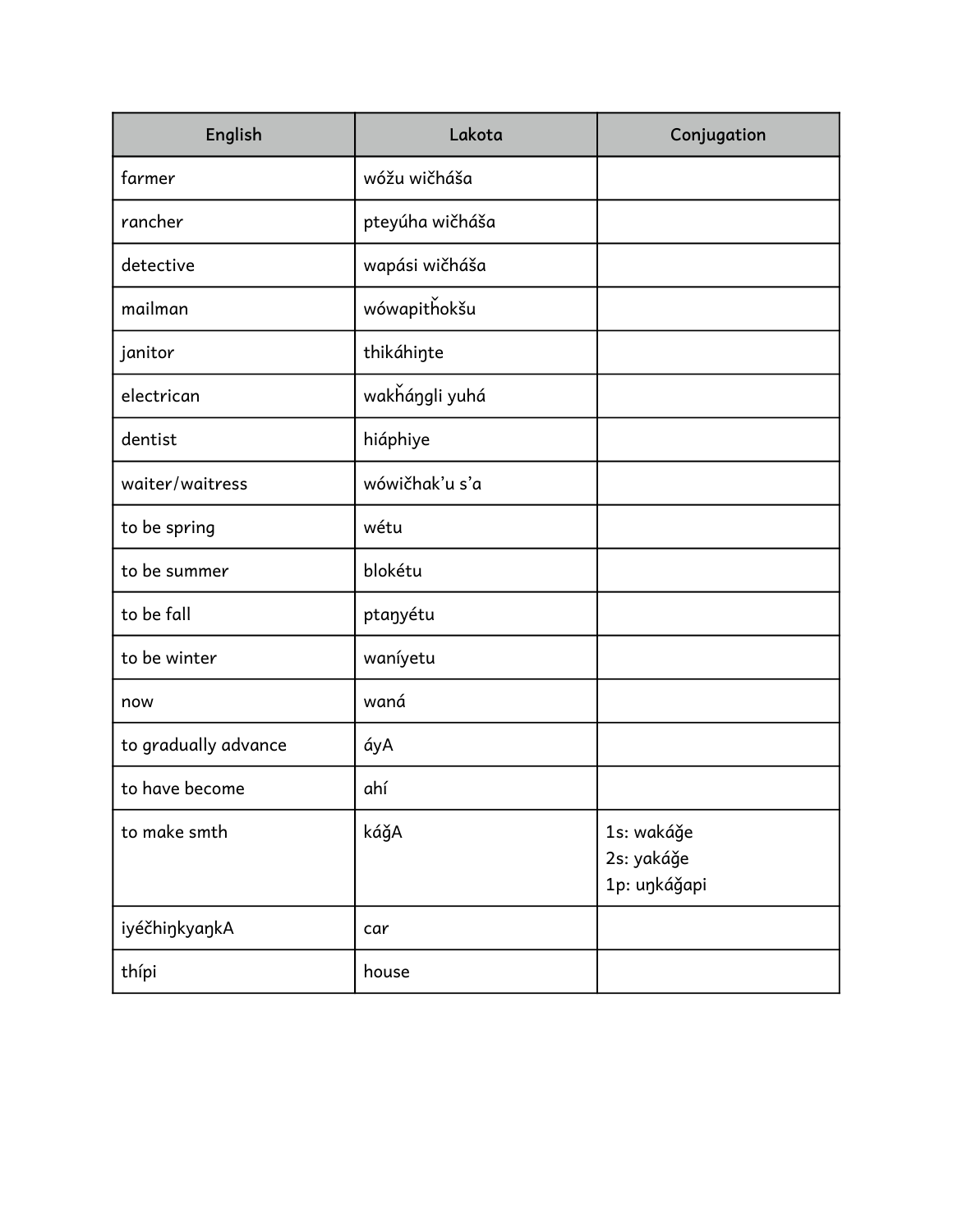| English | Lakota | Conjugation |
| --- | --- | --- |
| farmer | wóžu wičháša | |
| rancher | pteyúha wičháša | |
| detective | wapási wičháša | |
| mailman | wówapitȟokšu | |
| janitor | thikáhiŋte | |
| electrican | wakȟáŋgli yuhá | |
| dentist | hiáphiye | |
| waiter/waitress | wówičhak'u s'a | |
| to be spring | wétu | |
| to be summer | blokétu | |
| to be fall | ptaŋyétu | |
| to be winter | waníyetu | |
| now | waná | |
| to gradually advance | áyA | |
| to have become | ahí | |
| to make smth | káǧA | 1s: wakáǧe<br>2s: yakáǧe<br>1p: uŋkáǧapi |
| iyéčhiŋkyaŋkA | car | |
| thípi | house | |